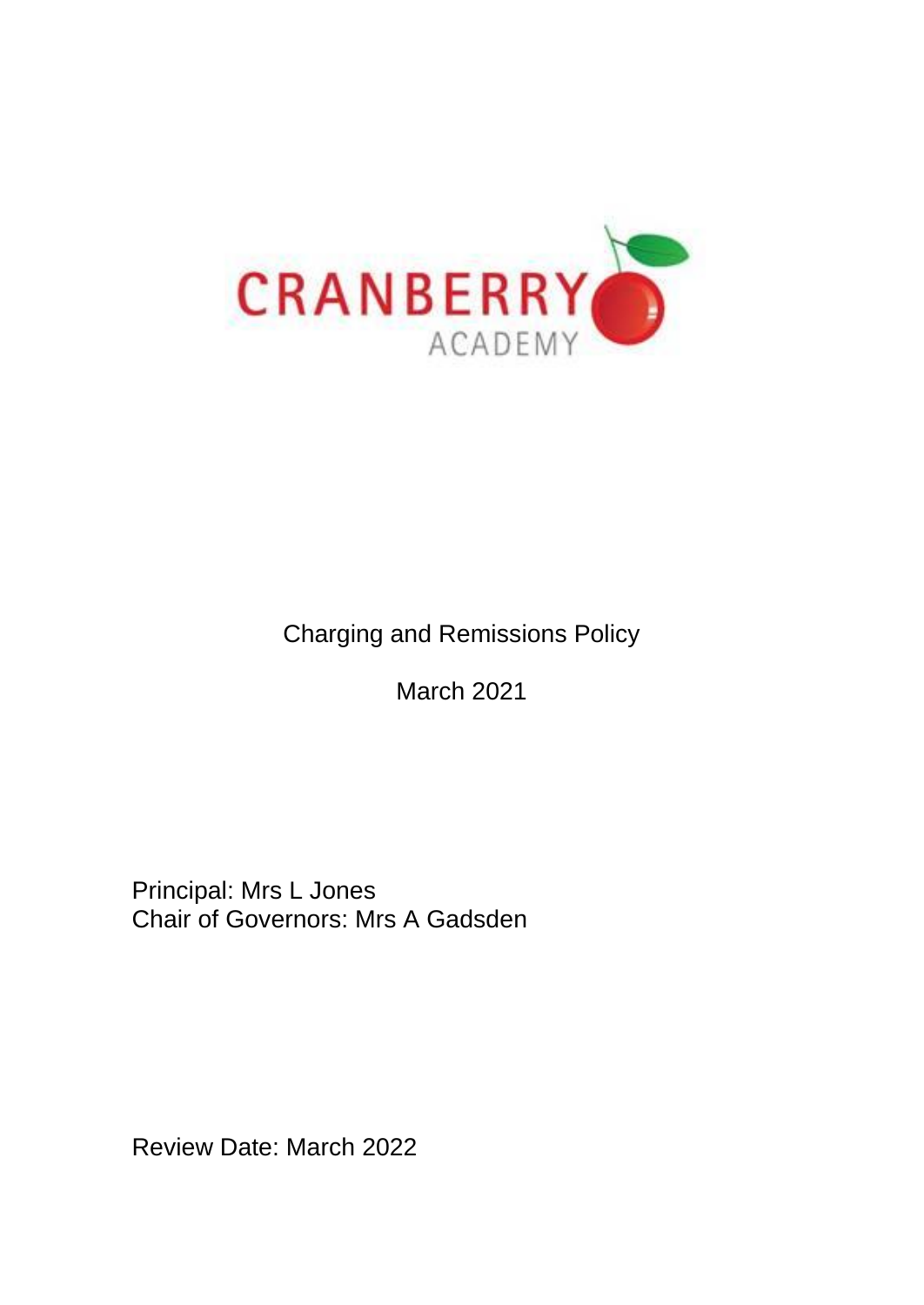CRANBERRY ACADEMY

# Charging and Remissions Policy

March 2021

Principal: Mrs L Jones
Chair of Governors: Mrs A Gadsden

Review Date: March 2022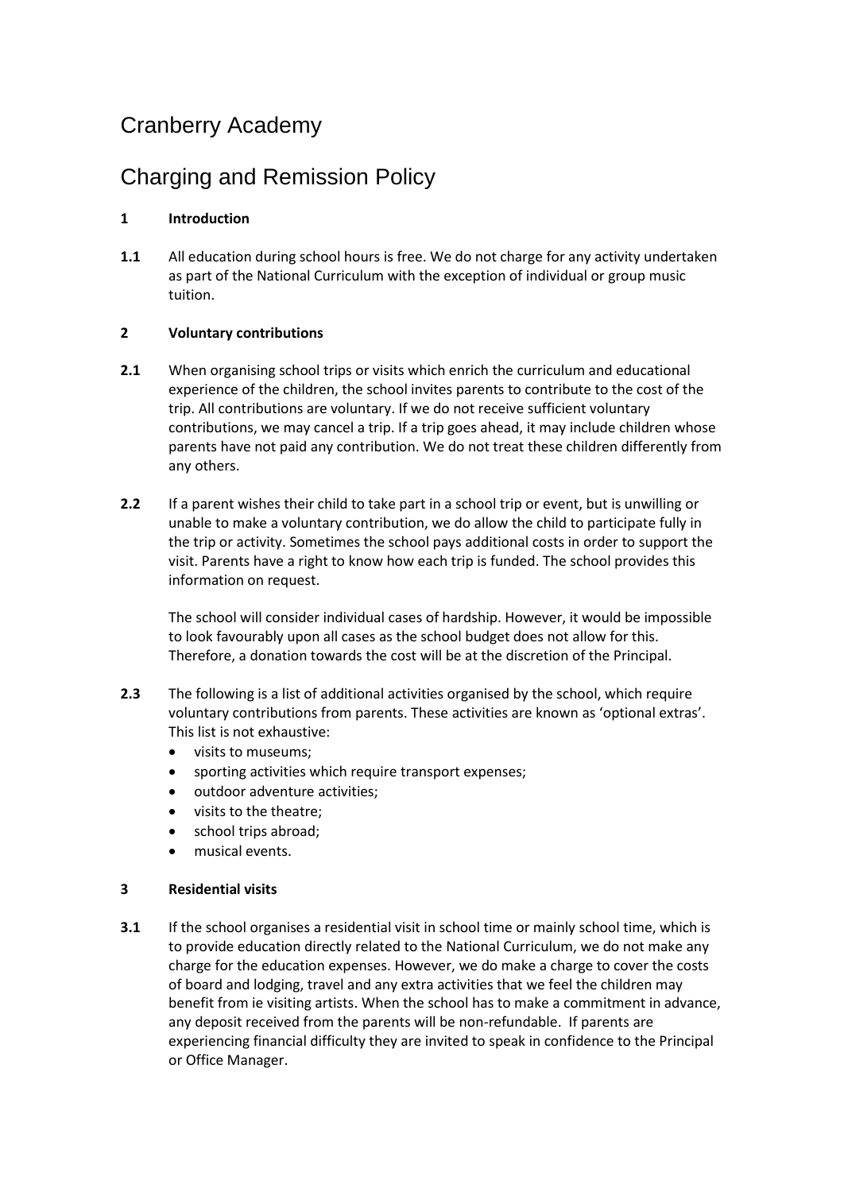# Cranberry Academy

# Charging and Remission Policy

**1 Introduction**

**1.1** All education during school hours is free. We do not charge for any activity undertaken as part of the National Curriculum with the exception of individual or group music tuition.

**2 Voluntary contributions**

**2.1** When organising school trips or visits which enrich the curriculum and educational experience of the children, the school invites parents to contribute to the cost of the trip. All contributions are voluntary. If we do not receive sufficient voluntary contributions, we may cancel a trip. If a trip goes ahead, it may include children whose parents have not paid any contribution. We do not treat these children differently from any others.

**2.2** If a parent wishes their child to take part in a school trip or event, but is unwilling or unable to make a voluntary contribution, we do allow the child to participate fully in the trip or activity. Sometimes the school pays additional costs in order to support the visit. Parents have a right to know how each trip is funded. The school provides this information on request.

The school will consider individual cases of hardship. However, it would be impossible to look favourably upon all cases as the school budget does not allow for this. Therefore, a donation towards the cost will be at the discretion of the Principal.

**2.3** The following is a list of additional activities organised by the school, which require voluntary contributions from parents. These activities are known as 'optional extras'. This list is not exhaustive:

- visits to museums;
- sporting activities which require transport expenses;
- outdoor adventure activities;
- visits to the theatre;
- school trips abroad;
- musical events.

**3 Residential visits**

**3.1** If the school organises a residential visit in school time or mainly school time, which is to provide education directly related to the National Curriculum, we do not make any charge for the education expenses. However, we do make a charge to cover the costs of board and lodging, travel and any extra activities that we feel the children may benefit from ie visiting artists. When the school has to make a commitment in advance, any deposit received from the parents will be non-refundable. If parents are experiencing financial difficulty they are invited to speak in confidence to the Principal or Office Manager.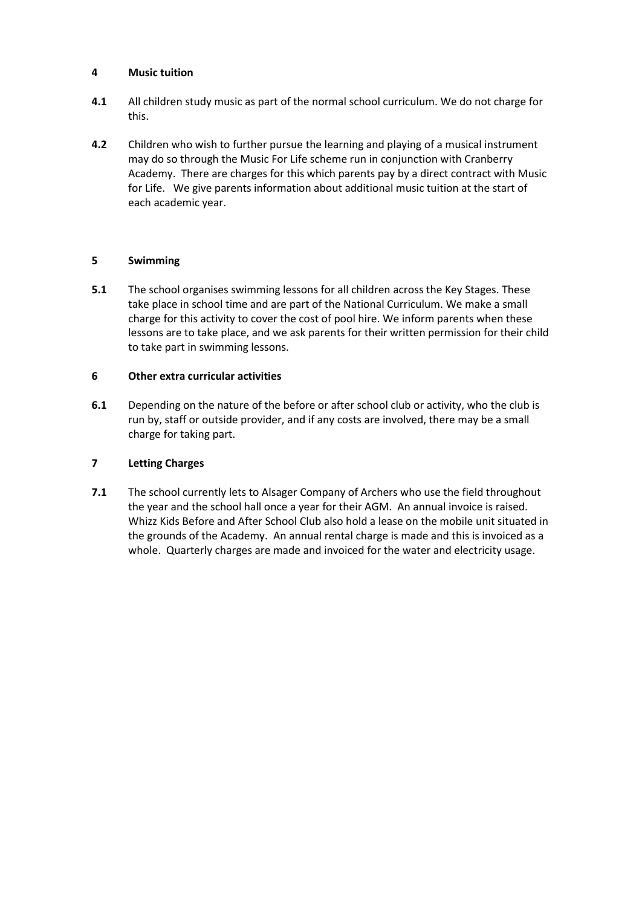## 4 Music tuition

**4.1** All children study music as part of the normal school curriculum. We do not charge for this.

**4.2** Children who wish to further pursue the learning and playing of a musical instrument may do so through the Music For Life scheme run in conjunction with Cranberry Academy. There are charges for this which parents pay by a direct contract with Music for Life. We give parents information about additional music tuition at the start of each academic year.

## 5 Swimming

**5.1** The school organises swimming lessons for all children across the Key Stages. These take place in school time and are part of the National Curriculum. We make a small charge for this activity to cover the cost of pool hire. We inform parents when these lessons are to take place, and we ask parents for their written permission for their child to take part in swimming lessons.

## 6 Other extra curricular activities

**6.1** Depending on the nature of the before or after school club or activity, who the club is run by, staff or outside provider, and if any costs are involved, there may be a small charge for taking part.

## 7 Letting Charges

**7.1** The school currently lets to Alsager Company of Archers who use the field throughout the year and the school hall once a year for their AGM. An annual invoice is raised. Whizz Kids Before and After School Club also hold a lease on the mobile unit situated in the grounds of the Academy. An annual rental charge is made and this is invoiced as a whole. Quarterly charges are made and invoiced for the water and electricity usage.